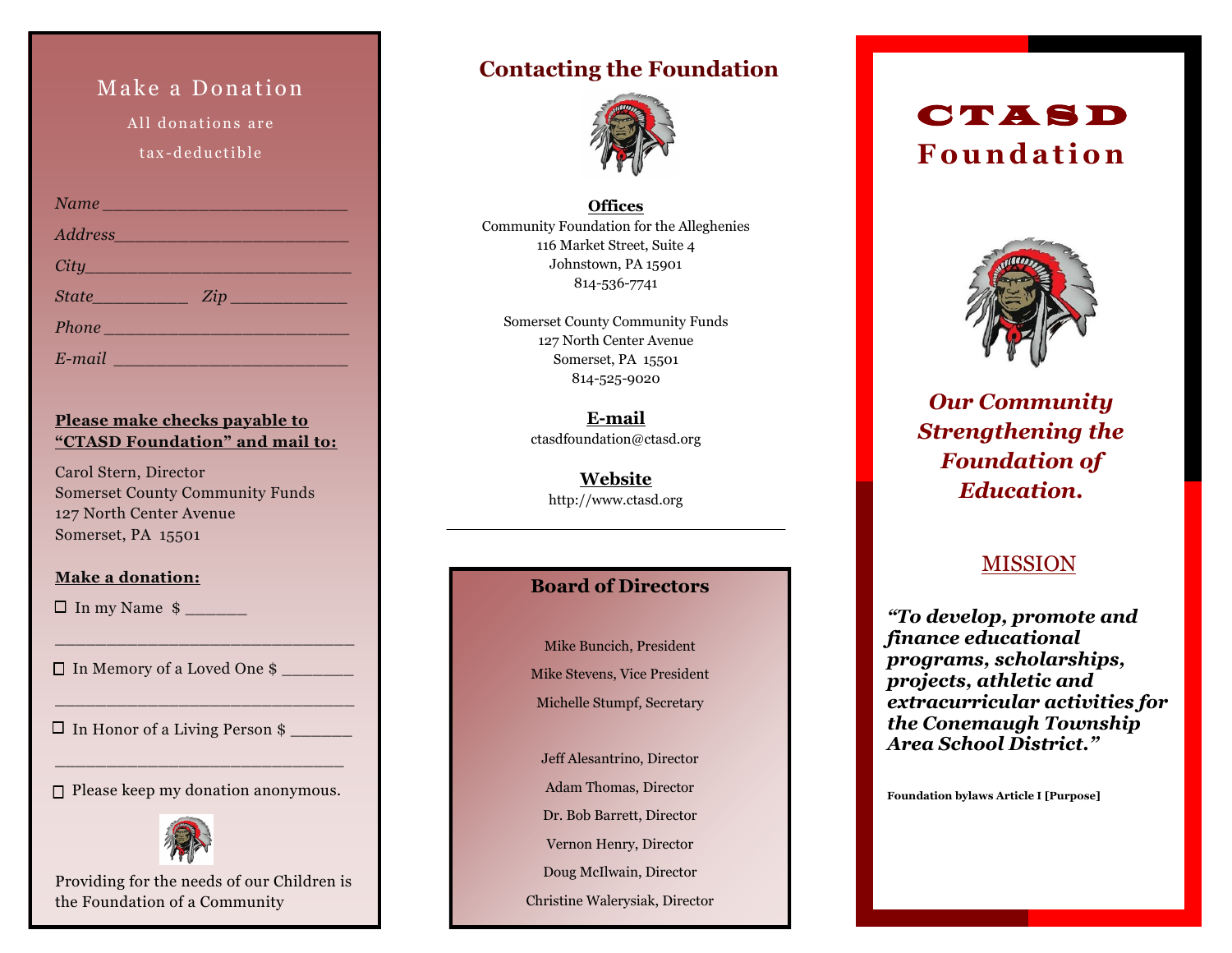## Make a Donation

All donations are tax-deductible

*Name* ______________________

*Address* ______________________

*City* ______________________

*State* __________ *Zip* ____________

*Phone* ______________________

*E-mail* ______________________

**Please make checks payable to "CTASD Foundation" and mail to:**

Carol Stern, Director
Somerset County Community Funds
127 North Center Avenue
Somerset, PA 15501

**Make a donation:**

☐ In my Name $ _______

________________________________

☐ In Memory of a Loved One $ ________

________________________________

☐ In Honor of a Living Person $ _______

________________________________

☐ Please keep my donation anonymous.

Providing for the needs of our Children is the Foundation of a Community

## Contacting the Foundation

**Offices**

Community Foundation for the Alleghenies
116 Market Street, Suite 4
Johnstown, PA 15901
814-536-7741

Somerset County Community Funds
127 North Center Avenue
Somerset, PA 15501
814-525-9020

**E-mail**

ctasdfoundation@ctasd.org

**Website**

http://www.ctasd.org

---

### Board of Directors

Mike Buncich, President
Mike Stevens, Vice President
Michelle Stumpf, Secretary

Jeff Alesantrino, Director
Adam Thomas, Director
Dr. Bob Barrett, Director
Vernon Henry, Director
Doug McIlwain, Director
Christine Walerysiak, Director

# CTASD Foundation

***Our Community Strengthening the Foundation of Education.***

## MISSION

***"To develop, promote and finance educational programs, scholarships, projects, athletic and extracurricular activities for the Conemaugh Township Area School District."***

**Foundation bylaws Article I [Purpose]**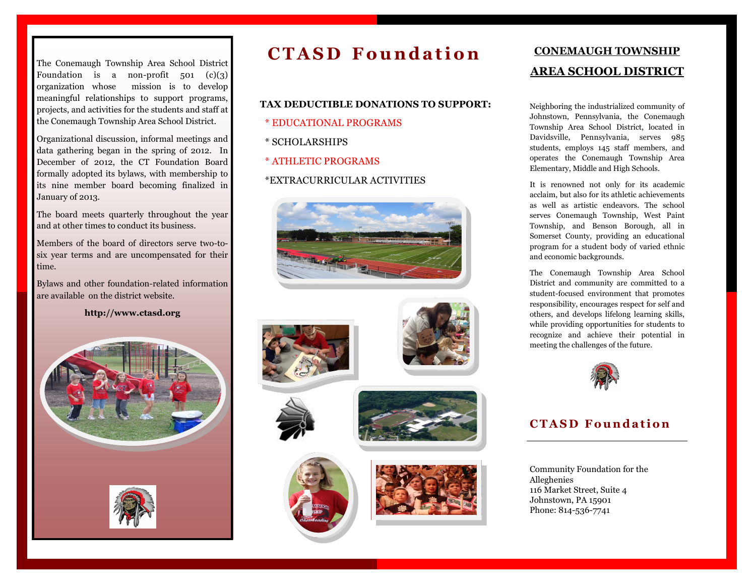The Conemaugh Township Area School District Foundation is a non-profit 501 (c)(3) organization whose mission is to develop meaningful relationships to support programs, projects, and activities for the students and staff at the Conemaugh Township Area School District.

Organizational discussion, informal meetings and data gathering began in the spring of 2012. In December of 2012, the CT Foundation Board formally adopted its bylaws, with membership to its nine member board becoming finalized in January of 2013.

The board meets quarterly throughout the year and at other times to conduct its business.

Members of the board of directors serve two-to-six year terms and are uncompensated for their time.

Bylaws and other foundation-related information are available on the district website.

**http://www.ctasd.org**

# CTASD Foundation

**TAX DEDUCTIBLE DONATIONS TO SUPPORT:**

* EDUCATIONAL PROGRAMS

* SCHOLARSHIPS

* ATHLETIC PROGRAMS

*EXTRACURRICULAR ACTIVITIES

## CONEMAUGH TOWNSHIP AREA SCHOOL DISTRICT

Neighboring the industrialized community of Johnstown, Pennsylvania, the Conemaugh Township Area School District, located in Davidsville, Pennsylvania, serves 985 students, employs 145 staff members, and operates the Conemaugh Township Area Elementary, Middle and High Schools.

It is renowned not only for its academic acclaim, but also for its athletic achievements as well as artistic endeavors. The school serves Conemaugh Township, West Paint Township, and Benson Borough, all in Somerset County, providing an educational program for a student body of varied ethnic and economic backgrounds.

The Conemaugh Township Area School District and community are committed to a student-focused environment that promotes responsibility, encourages respect for self and others, and develops lifelong learning skills, while providing opportunities for students to recognize and achieve their potential in meeting the challenges of the future.

## CTASD Foundation

Community Foundation for the Alleghenies
116 Market Street, Suite 4
Johnstown, PA 15901
Phone: 814-536-7741